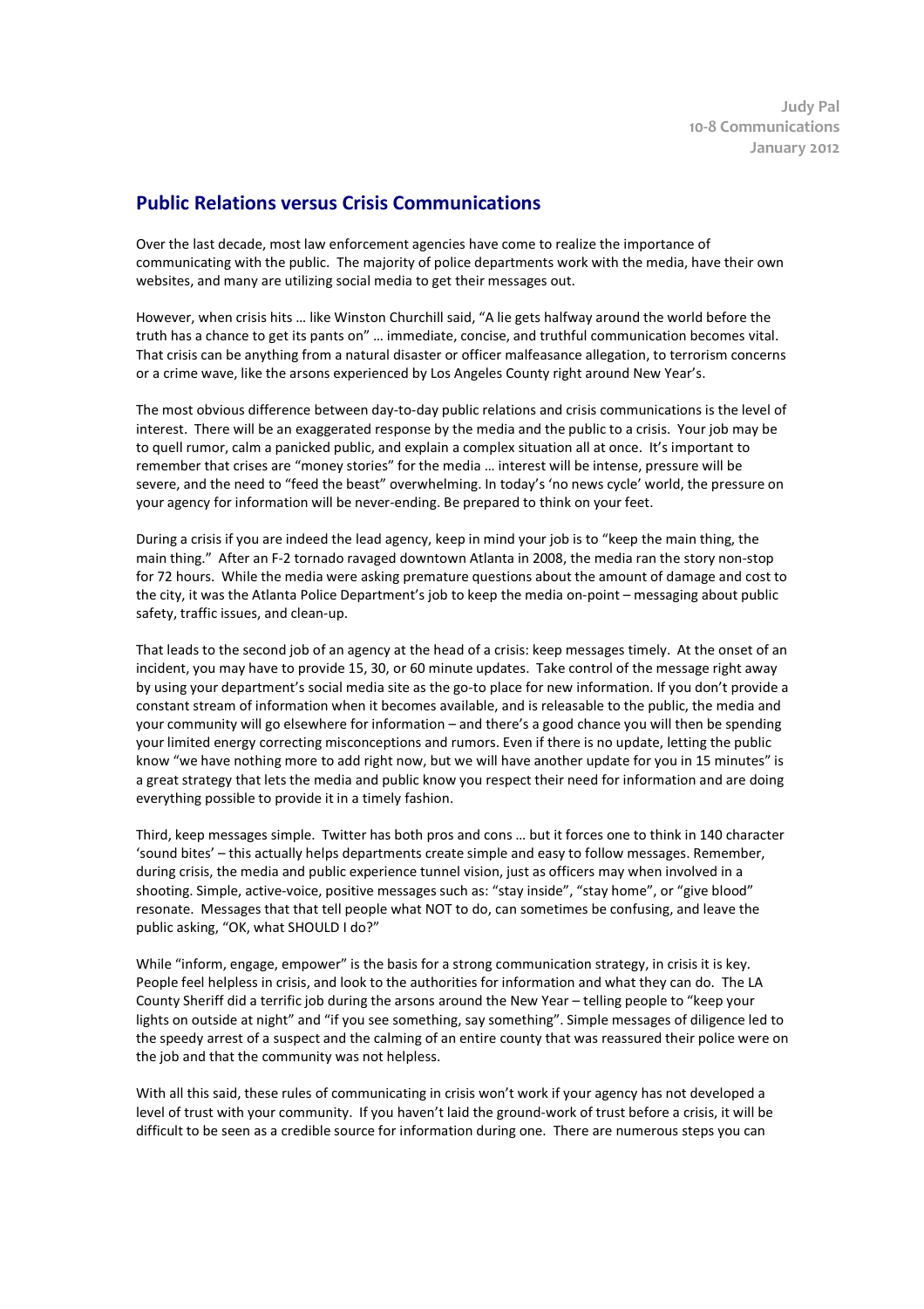Judy Pal
10-8 Communications
January 2012

## Public Relations versus Crisis Communications

Over the last decade, most law enforcement agencies have come to realize the importance of communicating with the public. The majority of police departments work with the media, have their own websites, and many are utilizing social media to get their messages out.

However, when crisis hits … like Winston Churchill said, "A lie gets halfway around the world before the truth has a chance to get its pants on" … immediate, concise, and truthful communication becomes vital. That crisis can be anything from a natural disaster or officer malfeasance allegation, to terrorism concerns or a crime wave, like the arsons experienced by Los Angeles County right around New Year's.

The most obvious difference between day-to-day public relations and crisis communications is the level of interest. There will be an exaggerated response by the media and the public to a crisis. Your job may be to quell rumor, calm a panicked public, and explain a complex situation all at once. It's important to remember that crises are "money stories" for the media … interest will be intense, pressure will be severe, and the need to "feed the beast" overwhelming. In today's 'no news cycle' world, the pressure on your agency for information will be never-ending. Be prepared to think on your feet.

During a crisis if you are indeed the lead agency, keep in mind your job is to "keep the main thing, the main thing." After an F-2 tornado ravaged downtown Atlanta in 2008, the media ran the story non-stop for 72 hours. While the media were asking premature questions about the amount of damage and cost to the city, it was the Atlanta Police Department's job to keep the media on-point – messaging about public safety, traffic issues, and clean-up.

That leads to the second job of an agency at the head of a crisis: keep messages timely. At the onset of an incident, you may have to provide 15, 30, or 60 minute updates. Take control of the message right away by using your department's social media site as the go-to place for new information. If you don't provide a constant stream of information when it becomes available, and is releasable to the public, the media and your community will go elsewhere for information – and there's a good chance you will then be spending your limited energy correcting misconceptions and rumors. Even if there is no update, letting the public know "we have nothing more to add right now, but we will have another update for you in 15 minutes" is a great strategy that lets the media and public know you respect their need for information and are doing everything possible to provide it in a timely fashion.

Third, keep messages simple. Twitter has both pros and cons … but it forces one to think in 140 character 'sound bites' – this actually helps departments create simple and easy to follow messages. Remember, during crisis, the media and public experience tunnel vision, just as officers may when involved in a shooting. Simple, active-voice, positive messages such as: "stay inside", "stay home", or "give blood" resonate. Messages that that tell people what NOT to do, can sometimes be confusing, and leave the public asking, "OK, what SHOULD I do?"

While "inform, engage, empower" is the basis for a strong communication strategy, in crisis it is key. People feel helpless in crisis, and look to the authorities for information and what they can do. The LA County Sheriff did a terrific job during the arsons around the New Year – telling people to "keep your lights on outside at night" and "if you see something, say something". Simple messages of diligence led to the speedy arrest of a suspect and the calming of an entire county that was reassured their police were on the job and that the community was not helpless.

With all this said, these rules of communicating in crisis won't work if your agency has not developed a level of trust with your community. If you haven't laid the ground-work of trust before a crisis, it will be difficult to be seen as a credible source for information during one. There are numerous steps you can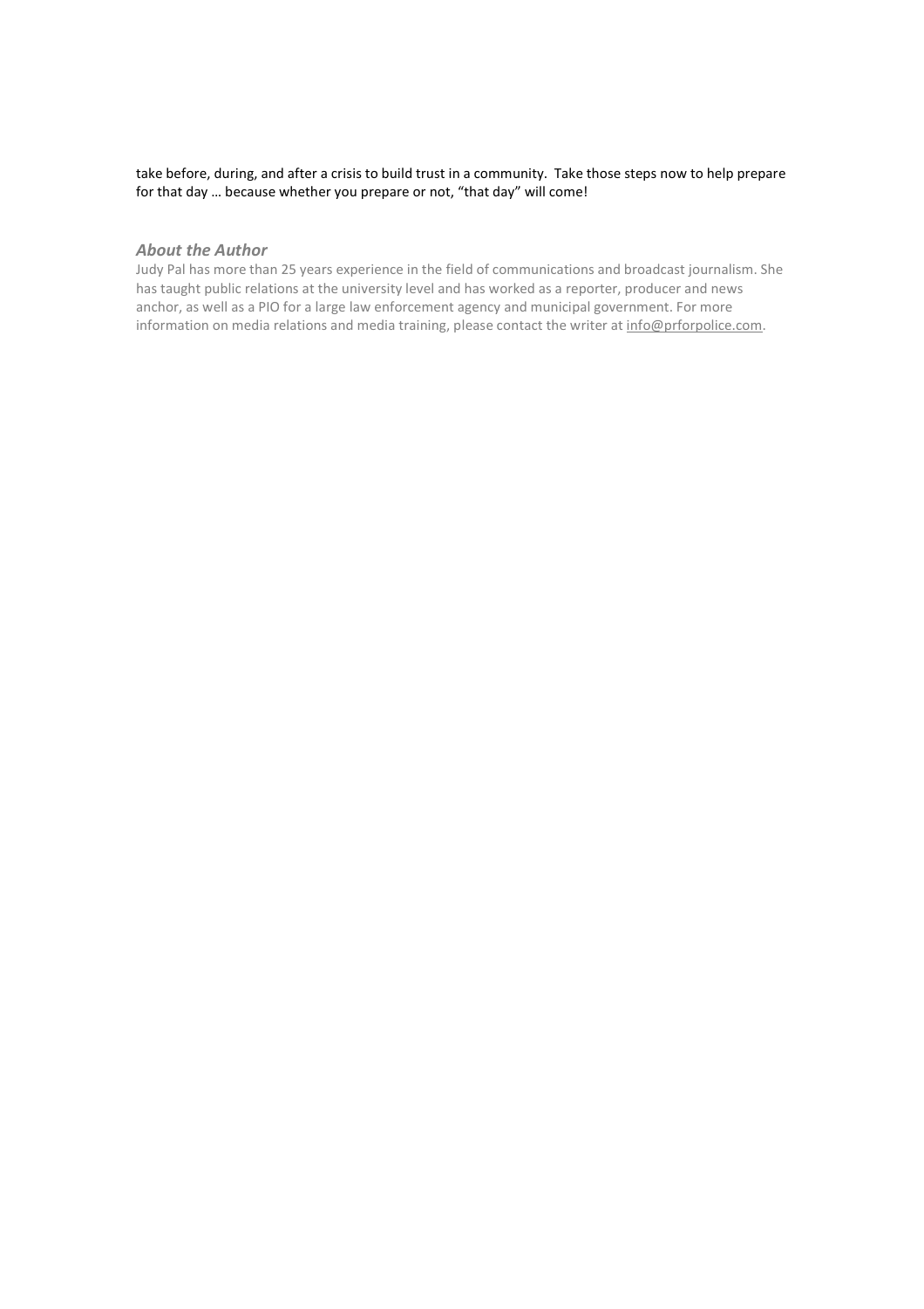take before, during, and after a crisis to build trust in a community. Take those steps now to help prepare for that day … because whether you prepare or not, "that day" will come!

### *About the Author*

Judy Pal has more than 25 years experience in the field of communications and broadcast journalism. She has taught public relations at the university level and has worked as a reporter, producer and news anchor, as well as a PIO for a large law enforcement agency and municipal government. For more information on media relations and media training, please contact the writer at info@prforpolice.com.